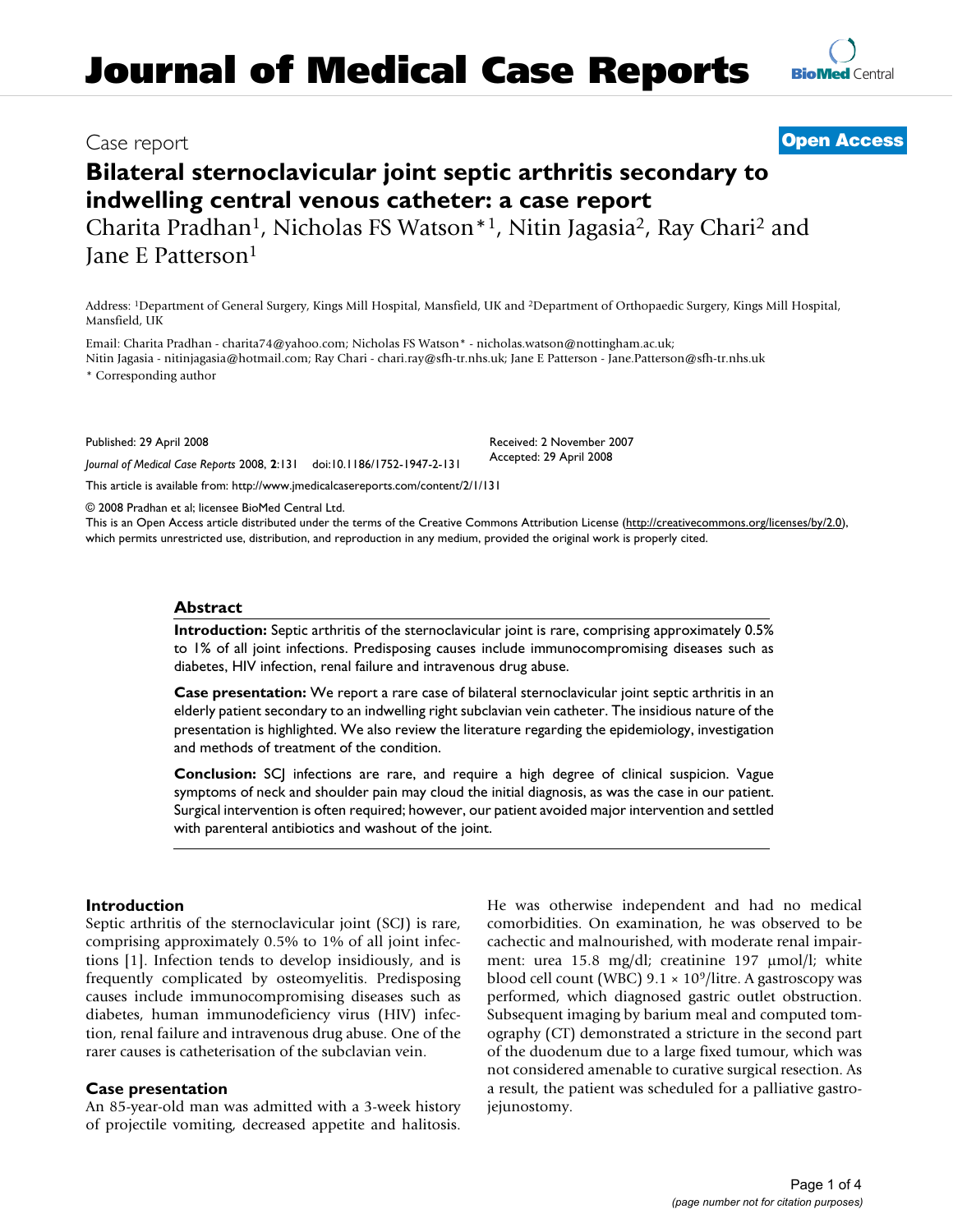# Journal of Medical Case Reports

Case report

**Open Access**

## Bilateral sternoclavicular joint septic arthritis secondary to indwelling central venous catheter: a case report

Charita Pradhan[1], Nicholas FS Watson*[1], Nitin Jagasia[2], Ray Chari[2] and Jane E Patterson[1]

Address: [1]Department of General Surgery, Kings Mill Hospital, Mansfield, UK and [2]Department of Orthopaedic Surgery, Kings Mill Hospital, Mansfield, UK

Email: Charita Pradhan - charita74@yahoo.com; Nicholas FS Watson* - nicholas.watson@nottingham.ac.uk; Nitin Jagasia - nitinjagasia@hotmail.com; Ray Chari - chari.ray@sfh-tr.nhs.uk; Jane E Patterson - Jane.Patterson@sfh-tr.nhs.uk

* Corresponding author

Published: 29 April 2008

*Journal of Medical Case Reports* 2008, **2**:131 doi:10.1186/1752-1947-2-131

Received: 2 November 2007
Accepted: 29 April 2008

This article is available from: http://www.jmedicalcasereports.com/content/2/1/131

© 2008 Pradhan et al; licensee BioMed Central Ltd.
This is an Open Access article distributed under the terms of the Creative Commons Attribution License (http://creativecommons.org/licenses/by/2.0), which permits unrestricted use, distribution, and reproduction in any medium, provided the original work is properly cited.

### Abstract

**Introduction:** Septic arthritis of the sternoclavicular joint is rare, comprising approximately 0.5% to 1% of all joint infections. Predisposing causes include immunocompromising diseases such as diabetes, HIV infection, renal failure and intravenous drug abuse.

**Case presentation:** We report a rare case of bilateral sternoclavicular joint septic arthritis in an elderly patient secondary to an indwelling right subclavian vein catheter. The insidious nature of the presentation is highlighted. We also review the literature regarding the epidemiology, investigation and methods of treatment of the condition.

**Conclusion:** SCJ infections are rare, and require a high degree of clinical suspicion. Vague symptoms of neck and shoulder pain may cloud the initial diagnosis, as was the case in our patient. Surgical intervention is often required; however, our patient avoided major intervention and settled with parenteral antibiotics and washout of the joint.

## Introduction

Septic arthritis of the sternoclavicular joint (SCJ) is rare, comprising approximately 0.5% to 1% of all joint infections [1]. Infection tends to develop insidiously, and is frequently complicated by osteomyelitis. Predisposing causes include immunocompromising diseases such as diabetes, human immunodeficiency virus (HIV) infection, renal failure and intravenous drug abuse. One of the rarer causes is catheterisation of the subclavian vein.

## Case presentation

An 85-year-old man was admitted with a 3-week history of projectile vomiting, decreased appetite and halitosis. He was otherwise independent and had no medical comorbidities. On examination, he was observed to be cachectic and malnourished, with moderate renal impairment: urea 15.8 mg/dl; creatinine 197 μmol/l; white blood cell count (WBC) $9.1 \times 10^9$/litre. A gastroscopy was performed, which diagnosed gastric outlet obstruction. Subsequent imaging by barium meal and computed tomography (CT) demonstrated a stricture in the second part of the duodenum due to a large fixed tumour, which was not considered amenable to curative surgical resection. As a result, the patient was scheduled for a palliative gastrojejunostomy.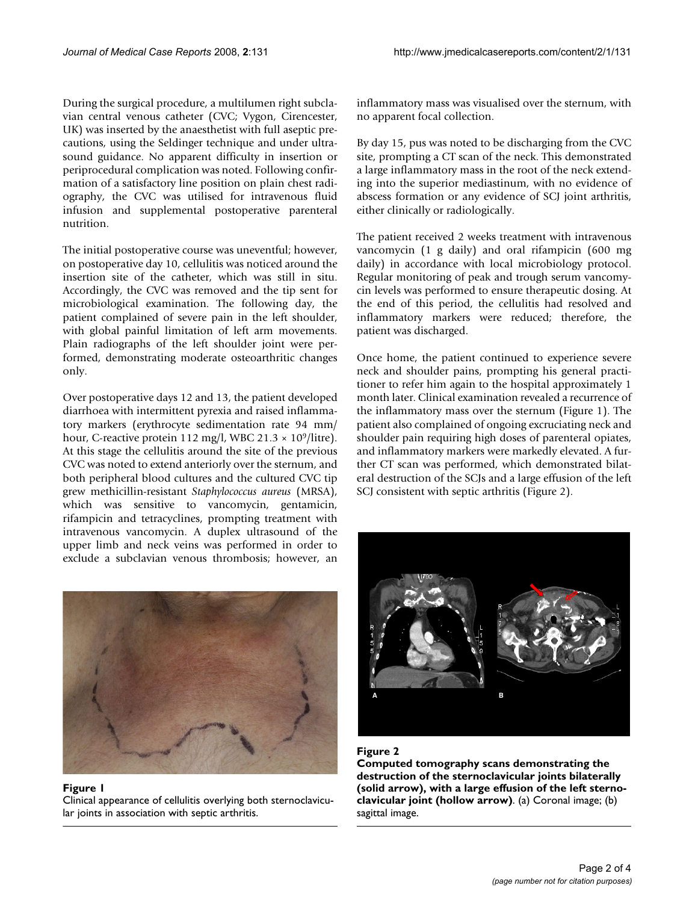During the surgical procedure, a multilumen right subclavian central venous catheter (CVC; Vygon, Cirencester, UK) was inserted by the anaesthetist with full aseptic precautions, using the Seldinger technique and under ultrasound guidance. No apparent difficulty in insertion or periprocedural complication was noted. Following confirmation of a satisfactory line position on plain chest radiography, the CVC was utilised for intravenous fluid infusion and supplemental postoperative parenteral nutrition.

The initial postoperative course was uneventful; however, on postoperative day 10, cellulitis was noticed around the insertion site of the catheter, which was still in situ. Accordingly, the CVC was removed and the tip sent for microbiological examination. The following day, the patient complained of severe pain in the left shoulder, with global painful limitation of left arm movements. Plain radiographs of the left shoulder joint were performed, demonstrating moderate osteoarthritic changes only.

Over postoperative days 12 and 13, the patient developed diarrhoea with intermittent pyrexia and raised inflammatory markers (erythrocyte sedimentation rate 94 mm/hour, C-reactive protein 112 mg/l, WBC 21.3 × $10^9$/litre). At this stage the cellulitis around the site of the previous CVC was noted to extend anteriorly over the sternum, and both peripheral blood cultures and the cultured CVC tip grew methicillin-resistant *Staphylococcus aureus* (MRSA), which was sensitive to vancomycin, gentamicin, rifampicin and tetracyclines, prompting treatment with intravenous vancomycin. A duplex ultrasound of the upper limb and neck veins was performed in order to exclude a subclavian venous thrombosis; however, an inflammatory mass was visualised over the sternum, with no apparent focal collection.

By day 15, pus was noted to be discharging from the CVC site, prompting a CT scan of the neck. This demonstrated a large inflammatory mass in the root of the neck extending into the superior mediastinum, with no evidence of abscess formation or any evidence of SCJ joint arthritis, either clinically or radiologically.

The patient received 2 weeks treatment with intravenous vancomycin (1 g daily) and oral rifampicin (600 mg daily) in accordance with local microbiology protocol. Regular monitoring of peak and trough serum vancomycin levels was performed to ensure therapeutic dosing. At the end of this period, the cellulitis had resolved and inflammatory markers were reduced; therefore, the patient was discharged.

Once home, the patient continued to experience severe neck and shoulder pains, prompting his general practitioner to refer him again to the hospital approximately 1 month later. Clinical examination revealed a recurrence of the inflammatory mass over the sternum (Figure 1). The patient also complained of ongoing excruciating neck and shoulder pain requiring high doses of parenteral opiates, and inflammatory markers were markedly elevated. A further CT scan was performed, which demonstrated bilateral destruction of the SCJs and a large effusion of the left SCJ consistent with septic arthritis (Figure 2).

**Figure 1**
Clinical appearance of cellulitis overlying both sternoclavicular joints in association with septic arthritis.

**Figure 2**
**Computed tomography scans demonstrating the destruction of the sternoclavicular joints bilaterally (solid arrow), with a large effusion of the left sternoclavicular joint (hollow arrow)**. (a) Coronal image; (b) sagittal image.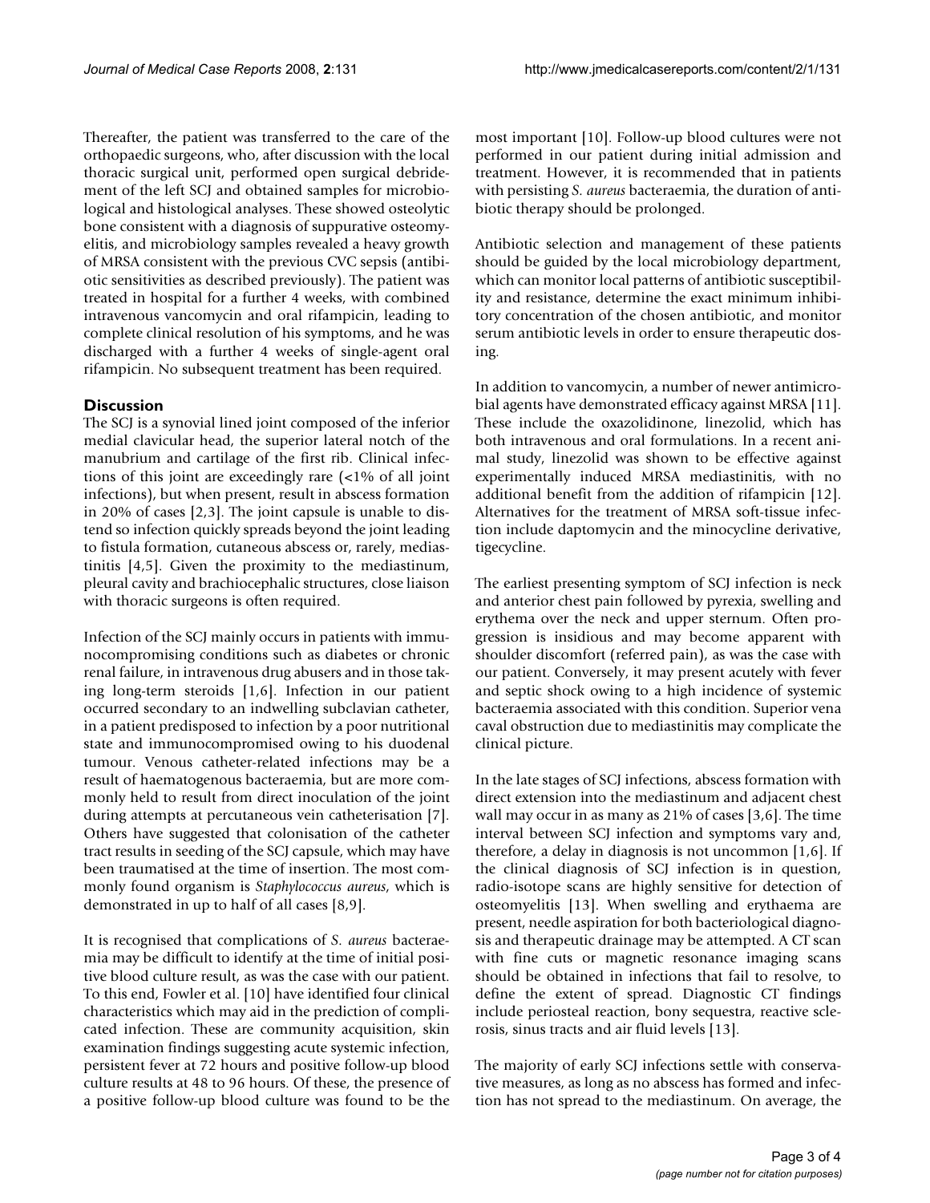Thereafter, the patient was transferred to the care of the orthopaedic surgeons, who, after discussion with the local thoracic surgical unit, performed open surgical debridement of the left SCJ and obtained samples for microbiological and histological analyses. These showed osteolytic bone consistent with a diagnosis of suppurative osteomyelitis, and microbiology samples revealed a heavy growth of MRSA consistent with the previous CVC sepsis (antibiotic sensitivities as described previously). The patient was treated in hospital for a further 4 weeks, with combined intravenous vancomycin and oral rifampicin, leading to complete clinical resolution of his symptoms, and he was discharged with a further 4 weeks of single-agent oral rifampicin. No subsequent treatment has been required.

## Discussion

The SCJ is a synovial lined joint composed of the inferior medial clavicular head, the superior lateral notch of the manubrium and cartilage of the first rib. Clinical infections of this joint are exceedingly rare (<1% of all joint infections), but when present, result in abscess formation in 20% of cases [2,3]. The joint capsule is unable to distend so infection quickly spreads beyond the joint leading to fistula formation, cutaneous abscess or, rarely, mediastinitis [4,5]. Given the proximity to the mediastinum, pleural cavity and brachiocephalic structures, close liaison with thoracic surgeons is often required.

Infection of the SCJ mainly occurs in patients with immunocompromising conditions such as diabetes or chronic renal failure, in intravenous drug abusers and in those taking long-term steroids [1,6]. Infection in our patient occurred secondary to an indwelling subclavian catheter, in a patient predisposed to infection by a poor nutritional state and immunocompromised owing to his duodenal tumour. Venous catheter-related infections may be a result of haematogenous bacteraemia, but are more commonly held to result from direct inoculation of the joint during attempts at percutaneous vein catheterisation [7]. Others have suggested that colonisation of the catheter tract results in seeding of the SCJ capsule, which may have been traumatised at the time of insertion. The most commonly found organism is *Staphylococcus aureus*, which is demonstrated in up to half of all cases [8,9].

It is recognised that complications of *S. aureus* bacteraemia may be difficult to identify at the time of initial positive blood culture result, as was the case with our patient. To this end, Fowler et al. [10] have identified four clinical characteristics which may aid in the prediction of complicated infection. These are community acquisition, skin examination findings suggesting acute systemic infection, persistent fever at 72 hours and positive follow-up blood culture results at 48 to 96 hours. Of these, the presence of a positive follow-up blood culture was found to be the most important [10]. Follow-up blood cultures were not performed in our patient during initial admission and treatment. However, it is recommended that in patients with persisting *S. aureus* bacteraemia, the duration of antibiotic therapy should be prolonged.

Antibiotic selection and management of these patients should be guided by the local microbiology department, which can monitor local patterns of antibiotic susceptibility and resistance, determine the exact minimum inhibitory concentration of the chosen antibiotic, and monitor serum antibiotic levels in order to ensure therapeutic dosing.

In addition to vancomycin, a number of newer antimicrobial agents have demonstrated efficacy against MRSA [11]. These include the oxazolidinone, linezolid, which has both intravenous and oral formulations. In a recent animal study, linezolid was shown to be effective against experimentally induced MRSA mediastinitis, with no additional benefit from the addition of rifampicin [12]. Alternatives for the treatment of MRSA soft-tissue infection include daptomycin and the minocycline derivative, tigecycline.

The earliest presenting symptom of SCJ infection is neck and anterior chest pain followed by pyrexia, swelling and erythema over the neck and upper sternum. Often progression is insidious and may become apparent with shoulder discomfort (referred pain), as was the case with our patient. Conversely, it may present acutely with fever and septic shock owing to a high incidence of systemic bacteraemia associated with this condition. Superior vena caval obstruction due to mediastinitis may complicate the clinical picture.

In the late stages of SCJ infections, abscess formation with direct extension into the mediastinum and adjacent chest wall may occur in as many as 21% of cases [3,6]. The time interval between SCJ infection and symptoms vary and, therefore, a delay in diagnosis is not uncommon [1,6]. If the clinical diagnosis of SCJ infection is in question, radio-isotope scans are highly sensitive for detection of osteomyelitis [13]. When swelling and erythaema are present, needle aspiration for both bacteriological diagnosis and therapeutic drainage may be attempted. A CT scan with fine cuts or magnetic resonance imaging scans should be obtained in infections that fail to resolve, to define the extent of spread. Diagnostic CT findings include periosteal reaction, bony sequestra, reactive sclerosis, sinus tracts and air fluid levels [13].

The majority of early SCJ infections settle with conservative measures, as long as no abscess has formed and infection has not spread to the mediastinum. On average, the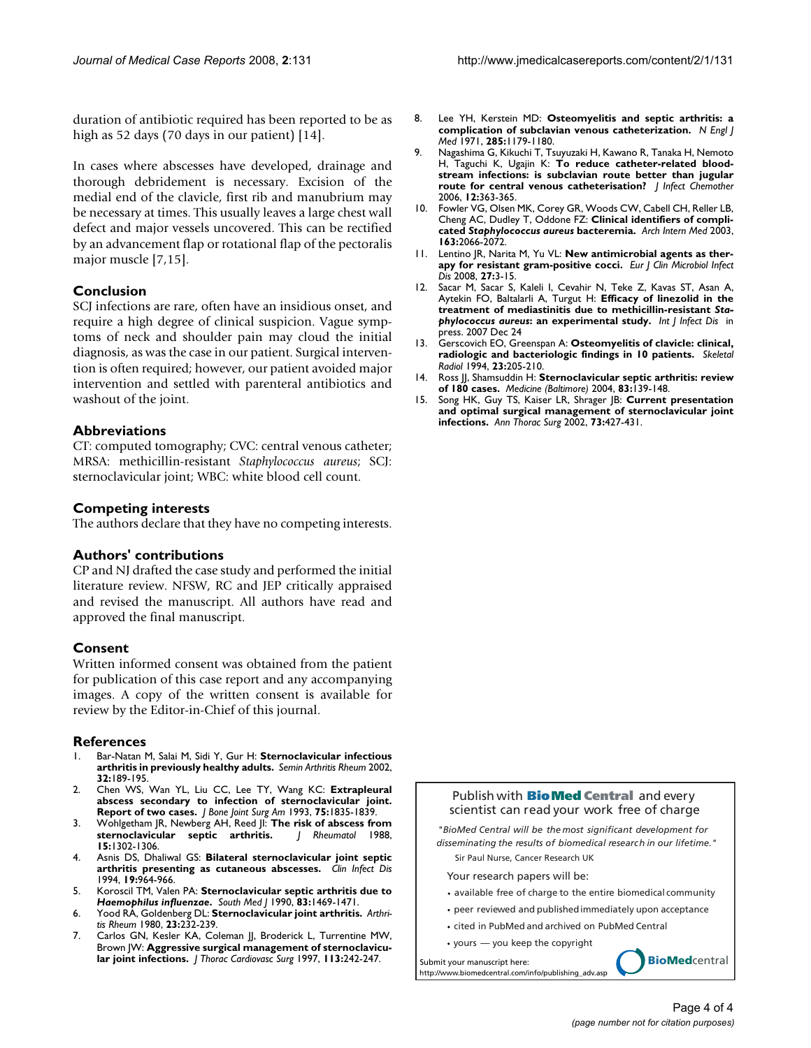duration of antibiotic required has been reported to be as high as 52 days (70 days in our patient) [14].

In cases where abscesses have developed, drainage and thorough debridement is necessary. Excision of the medial end of the clavicle, first rib and manubrium may be necessary at times. This usually leaves a large chest wall defect and major vessels uncovered. This can be rectified by an advancement flap or rotational flap of the pectoralis major muscle [7,15].

## Conclusion

SCJ infections are rare, often have an insidious onset, and require a high degree of clinical suspicion. Vague symptoms of neck and shoulder pain may cloud the initial diagnosis, as was the case in our patient. Surgical intervention is often required; however, our patient avoided major intervention and settled with parenteral antibiotics and washout of the joint.

## Abbreviations

CT: computed tomography; CVC: central venous catheter; MRSA: methicillin-resistant *Staphylococcus aureus*; SCJ: sternoclavicular joint; WBC: white blood cell count.

## Competing interests

The authors declare that they have no competing interests.

## Authors' contributions

CP and NJ drafted the case study and performed the initial literature review. NFSW, RC and JEP critically appraised and revised the manuscript. All authors have read and approved the final manuscript.

## Consent

Written informed consent was obtained from the patient for publication of this case report and any accompanying images. A copy of the written consent is available for review by the Editor-in-Chief of this journal.

## References

1. Bar-Natan M, Salai M, Sidi Y, Gur H: **Sternoclavicular infectious arthritis in previously healthy adults.** *Semin Arthritis Rheum* 2002, **32:**189-195.
2. Chen WS, Wan YL, Liu CC, Lee TY, Wang KC: **Extrapleural abscess secondary to infection of sternoclavicular joint. Report of two cases.** *J Bone Joint Surg Am* 1993, **75:**1835-1839.
3. Wohlgetham JR, Newberg AH, Reed JI: **The risk of abscess from sternoclavicular septic arthritis.** *J Rheumatol* 1988, **15:**1302-1306.
4. Asnis DS, Dhaliwal GS: **Bilateral sternoclavicular joint septic arthritis presenting as cutaneous abscesses.** *Clin Infect Dis* 1994, **19:**964-966.
5. Koroscil TM, Valen PA: **Sternoclavicular septic arthritis due to *Haemophilus influenzae*.** *South Med J* 1990, **83:**1469-1471.
6. Yood RA, Goldenberg DL: **Sternoclavicular joint arthritis.** *Arthritis Rheum* 1980, **23:**232-239.
7. Carlos GN, Kesler KA, Coleman JJ, Broderick L, Turrentine MW, Brown JW: **Aggressive surgical management of sternoclavicular joint infections.** *J Thorac Cardiovasc Surg* 1997, **113:**242-247.
8. Lee YH, Kerstein MD: **Osteomyelitis and septic arthritis: a complication of subclavian venous catheterization.** *N Engl J Med* 1971, **285:**1179-1180.
9. Nagashima G, Kikuchi T, Tsuyuzaki H, Kawano R, Tanaka H, Nemoto H, Taguchi K, Ugajin K: **To reduce catheter-related bloodstream infections: is subclavian route better than jugular route for central venous catheterisation?** *J Infect Chemother* 2006, **12:**363-365.
10. Fowler VG, Olsen MK, Corey GR, Woods CW, Cabell CH, Reller LB, Cheng AC, Dudley T, Oddone FZ: **Clinical identifiers of complicated *Staphylococcus aureus* bacteremia.** *Arch Intern Med* 2003, **163:**2066-2072.
11. Lentino JR, Narita M, Yu VL: **New antimicrobial agents as therapy for resistant gram-positive cocci.** *Eur J Clin Microbiol Infect Dis* 2008, **27:**3-15.
12. Sacar M, Sacar S, Kaleli I, Cevahir N, Teke Z, Kavas ST, Asan A, Aytekin FO, Baltalarli A, Turgut H: **Efficacy of linezolid in the treatment of mediastinitis due to methicillin-resistant *Staphylococcus aureus*: an experimental study.** *Int J Infect Dis* in press. 2007 Dec 24
13. Gerscovich EO, Greenspan A: **Osteomyelitis of clavicle: clinical, radiologic and bacteriologic findings in 10 patients.** *Skeletal Radiol* 1994, **23:**205-210.
14. Ross JJ, Shamsuddin H: **Sternoclavicular septic arthritis: review of 180 cases.** *Medicine (Baltimore)* 2004, **83:**139-148.
15. Song HK, Guy TS, Kaiser LR, Shrager JB: **Current presentation and optimal surgical management of sternoclavicular joint infections.** *Ann Thorac Surg* 2002, **73:**427-431.

Publish with **BioMed Central** and every scientist can read your work free of charge

*"BioMed Central will be the most significant development for disseminating the results of biomedical research in our lifetime."*
Sir Paul Nurse, Cancer Research UK

Your research papers will be:

- available free of charge to the entire biomedical community
- peer reviewed and published immediately upon acceptance
- cited in PubMed and archived on PubMed Central
- yours — you keep the copyright

Submit your manuscript here:
http://www.biomedcentral.com/info/publishing_adv.asp

BioMedcentral